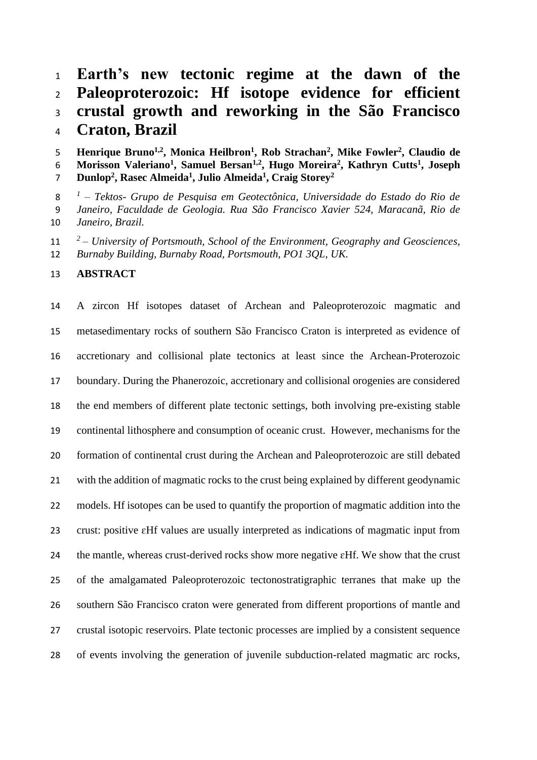# Earth's new tectonic regime at the dawn of the Paleoproterozoic: Hf isotope evidence for efficient crustal growth and reworking in the São Francisco Craton, Brazil

**Henrique Bruno[1,2], Monica Heilbron[1], Rob Strachan[2], Mike Fowler[2], Claudio de Morisson Valeriano[1], Samuel Bersan[1,2], Hugo Moreira[2], Kathryn Cutts[1], Joseph Dunlop[2], Rasec Almeida[1], Julio Almeida[1], Craig Storey[2]**

*[1] – Tektos- Grupo de Pesquisa em Geotectônica, Universidade do Estado do Rio de Janeiro, Faculdade de Geologia. Rua São Francisco Xavier 524, Maracanã, Rio de Janeiro, Brazil.*

*[2] – University of Portsmouth, School of the Environment, Geography and Geosciences, Burnaby Building, Burnaby Road, Portsmouth, PO1 3QL, UK.*

## ABSTRACT

A zircon Hf isotopes dataset of Archean and Paleoproterozoic magmatic and metasedimentary rocks of southern São Francisco Craton is interpreted as evidence of accretionary and collisional plate tectonics at least since the Archean-Proterozoic boundary. During the Phanerozoic, accretionary and collisional orogenies are considered the end members of different plate tectonic settings, both involving pre-existing stable continental lithosphere and consumption of oceanic crust. However, mechanisms for the formation of continental crust during the Archean and Paleoproterozoic are still debated with the addition of magmatic rocks to the crust being explained by different geodynamic models. Hf isotopes can be used to quantify the proportion of magmatic addition into the crust: positive $\varepsilon$Hf values are usually interpreted as indications of magmatic input from the mantle, whereas crust-derived rocks show more negative $\varepsilon$Hf. We show that the crust of the amalgamated Paleoproterozoic tectonostratigraphic terranes that make up the southern São Francisco craton were generated from different proportions of mantle and crustal isotopic reservoirs. Plate tectonic processes are implied by a consistent sequence of events involving the generation of juvenile subduction-related magmatic arc rocks,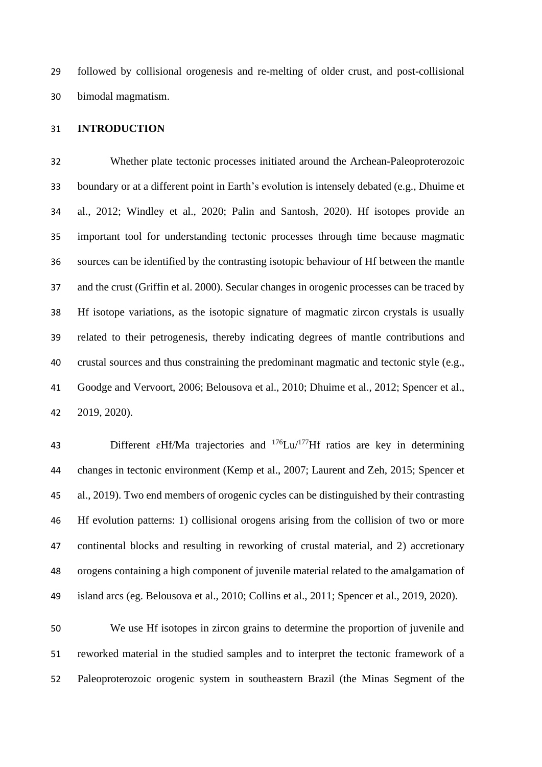followed by collisional orogenesis and re-melting of older crust, and post-collisional bimodal magmatism.

## INTRODUCTION

Whether plate tectonic processes initiated around the Archean-Paleoproterozoic boundary or at a different point in Earth's evolution is intensely debated (e.g., Dhuime et al., 2012; Windley et al., 2020; Palin and Santosh, 2020). Hf isotopes provide an important tool for understanding tectonic processes through time because magmatic sources can be identified by the contrasting isotopic behaviour of Hf between the mantle and the crust (Griffin et al. 2000). Secular changes in orogenic processes can be traced by Hf isotope variations, as the isotopic signature of magmatic zircon crystals is usually related to their petrogenesis, thereby indicating degrees of mantle contributions and crustal sources and thus constraining the predominant magmatic and tectonic style (e.g., Goodge and Vervoort, 2006; Belousova et al., 2010; Dhuime et al., 2012; Spencer et al., 2019, 2020).

Different εHf/Ma trajectories and $^{176}Lu/^{177}Hf$ ratios are key in determining changes in tectonic environment (Kemp et al., 2007; Laurent and Zeh, 2015; Spencer et al., 2019). Two end members of orogenic cycles can be distinguished by their contrasting Hf evolution patterns: 1) collisional orogens arising from the collision of two or more continental blocks and resulting in reworking of crustal material, and 2) accretionary orogens containing a high component of juvenile material related to the amalgamation of island arcs (eg. Belousova et al., 2010; Collins et al., 2011; Spencer et al., 2019, 2020).

We use Hf isotopes in zircon grains to determine the proportion of juvenile and reworked material in the studied samples and to interpret the tectonic framework of a Paleoproterozoic orogenic system in southeastern Brazil (the Minas Segment of the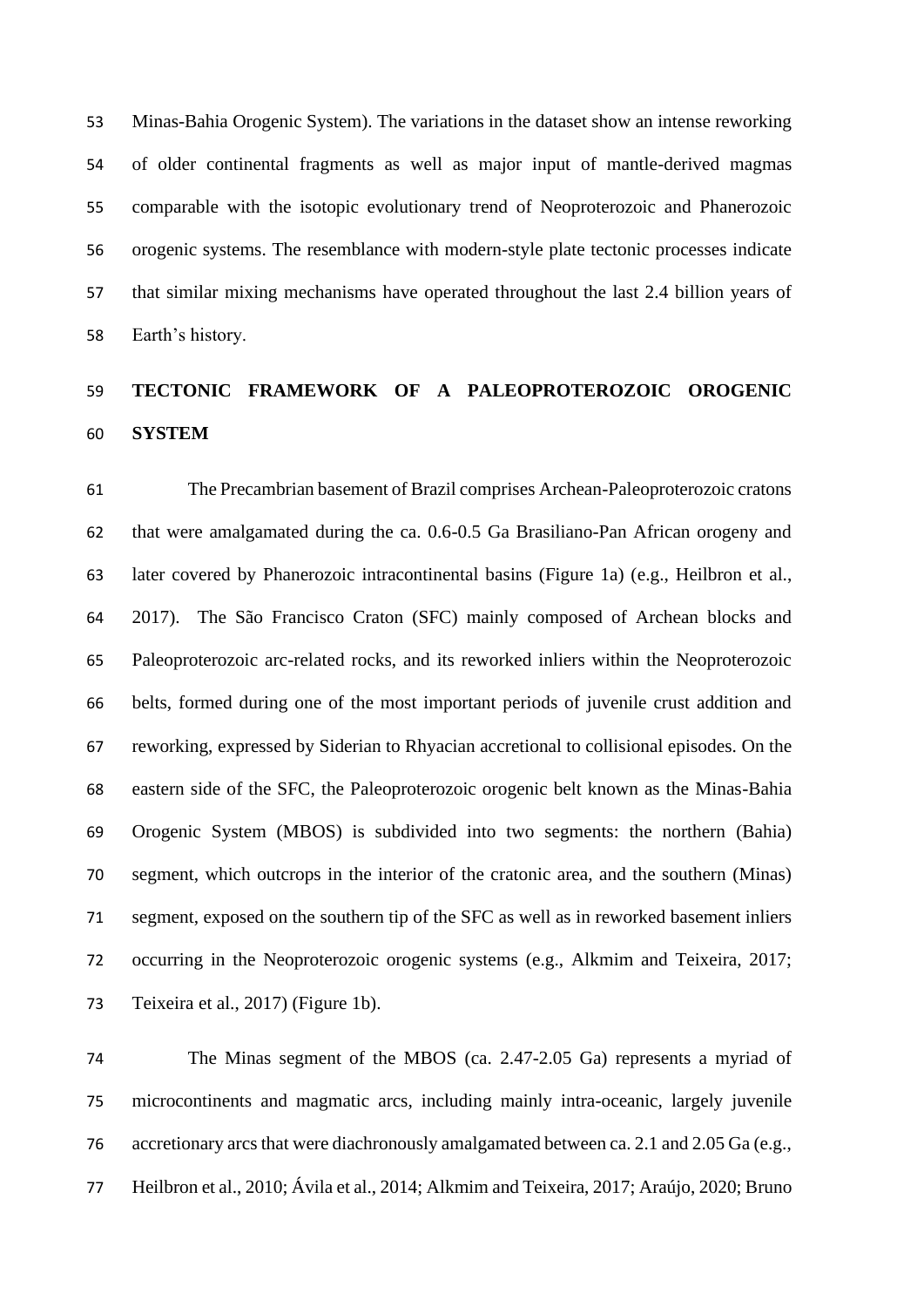Minas-Bahia Orogenic System). The variations in the dataset show an intense reworking of older continental fragments as well as major input of mantle-derived magmas comparable with the isotopic evolutionary trend of Neoproterozoic and Phanerozoic orogenic systems. The resemblance with modern-style plate tectonic processes indicate that similar mixing mechanisms have operated throughout the last 2.4 billion years of Earth's history.

## TECTONIC FRAMEWORK OF A PALEOPROTEROZOIC OROGENIC SYSTEM

The Precambrian basement of Brazil comprises Archean-Paleoproterozoic cratons that were amalgamated during the ca. 0.6-0.5 Ga Brasiliano-Pan African orogeny and later covered by Phanerozoic intracontinental basins (Figure 1a) (e.g., Heilbron et al., 2017). The São Francisco Craton (SFC) mainly composed of Archean blocks and Paleoproterozoic arc-related rocks, and its reworked inliers within the Neoproterozoic belts, formed during one of the most important periods of juvenile crust addition and reworking, expressed by Siderian to Rhyacian accretional to collisional episodes. On the eastern side of the SFC, the Paleoproterozoic orogenic belt known as the Minas-Bahia Orogenic System (MBOS) is subdivided into two segments: the northern (Bahia) segment, which outcrops in the interior of the cratonic area, and the southern (Minas) segment, exposed on the southern tip of the SFC as well as in reworked basement inliers occurring in the Neoproterozoic orogenic systems (e.g., Alkmim and Teixeira, 2017; Teixeira et al., 2017) (Figure 1b).

The Minas segment of the MBOS (ca. 2.47-2.05 Ga) represents a myriad of microcontinents and magmatic arcs, including mainly intra-oceanic, largely juvenile accretionary arcs that were diachronously amalgamated between ca. 2.1 and 2.05 Ga (e.g., Heilbron et al., 2010; Ávila et al., 2014; Alkmim and Teixeira, 2017; Araújo, 2020; Bruno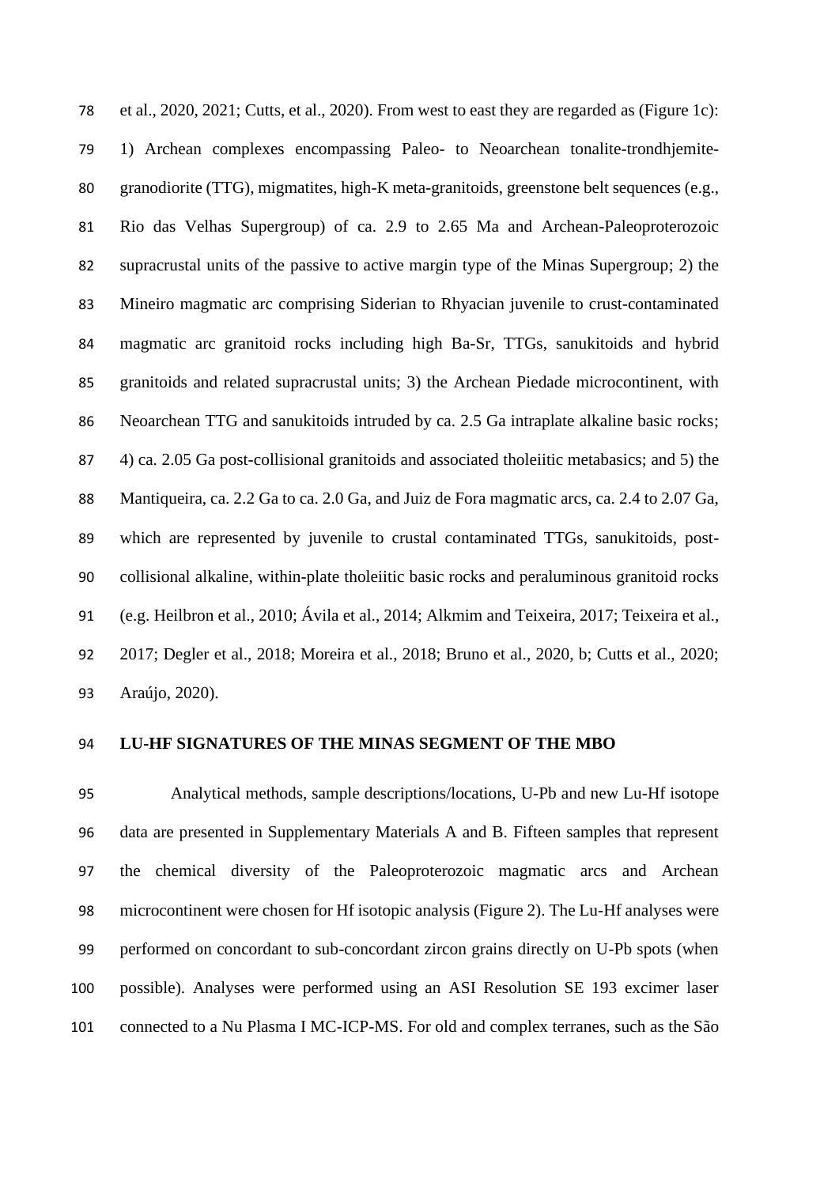et al., 2020, 2021; Cutts, et al., 2020). From west to east they are regarded as (Figure 1c): 1) Archean complexes encompassing Paleo- to Neoarchean tonalite-trondhjemite-granodiorite (TTG), migmatites, high-K meta-granitoids, greenstone belt sequences (e.g., Rio das Velhas Supergroup) of ca. 2.9 to 2.65 Ma and Archean-Paleoproterozoic supracrustal units of the passive to active margin type of the Minas Supergroup; 2) the Mineiro magmatic arc comprising Siderian to Rhyacian juvenile to crust-contaminated magmatic arc granitoid rocks including high Ba-Sr, TTGs, sanukitoids and hybrid granitoids and related supracrustal units; 3) the Archean Piedade microcontinent, with Neoarchean TTG and sanukitoids intruded by ca. 2.5 Ga intraplate alkaline basic rocks; 4) ca. 2.05 Ga post-collisional granitoids and associated tholeiitic metabasics; and 5) the Mantiqueira, ca. 2.2 Ga to ca. 2.0 Ga, and Juiz de Fora magmatic arcs, ca. 2.4 to 2.07 Ga, which are represented by juvenile to crustal contaminated TTGs, sanukitoids, post-collisional alkaline, within-plate tholeiitic basic rocks and peraluminous granitoid rocks (e.g. Heilbron et al., 2010; Ávila et al., 2014; Alkmim and Teixeira, 2017; Teixeira et al., 2017; Degler et al., 2018; Moreira et al., 2018; Bruno et al., 2020, b; Cutts et al., 2020; Araújo, 2020).

## LU-HF SIGNATURES OF THE MINAS SEGMENT OF THE MBO

Analytical methods, sample descriptions/locations, U-Pb and new Lu-Hf isotope data are presented in Supplementary Materials A and B. Fifteen samples that represent the chemical diversity of the Paleoproterozoic magmatic arcs and Archean microcontinent were chosen for Hf isotopic analysis (Figure 2). The Lu-Hf analyses were performed on concordant to sub-concordant zircon grains directly on U-Pb spots (when possible). Analyses were performed using an ASI Resolution SE 193 excimer laser connected to a Nu Plasma I MC-ICP-MS. For old and complex terranes, such as the São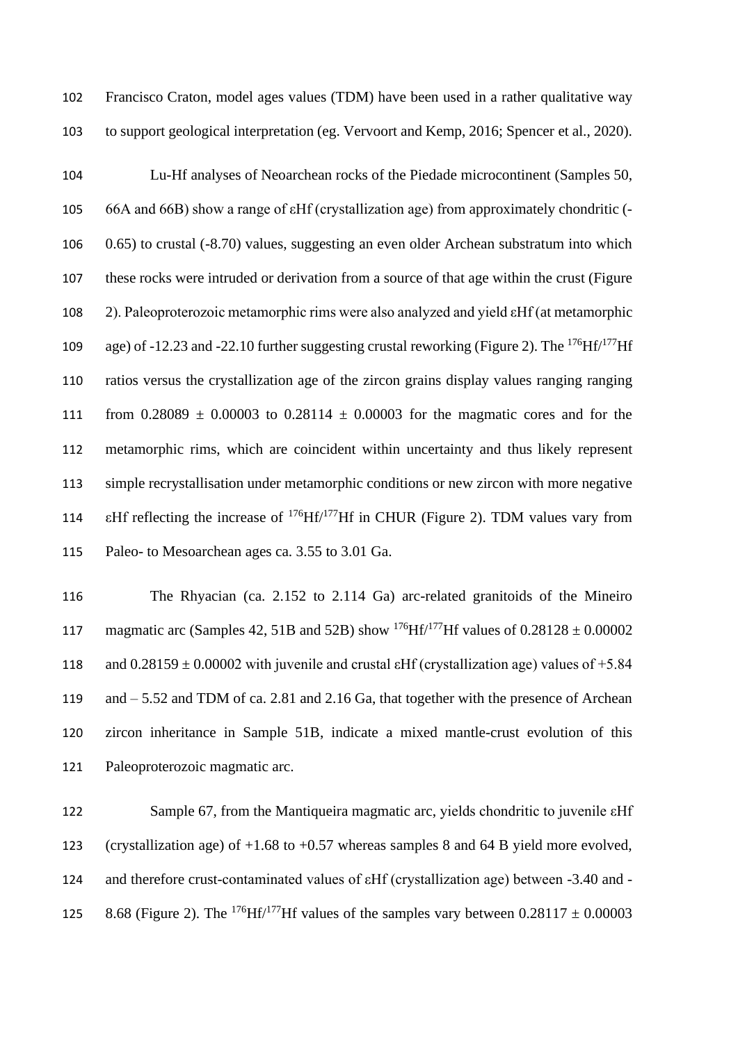Francisco Craton, model ages values (TDM) have been used in a rather qualitative way to support geological interpretation (eg. Vervoort and Kemp, 2016; Spencer et al., 2020).

Lu-Hf analyses of Neoarchean rocks of the Piedade microcontinent (Samples 50, 66A and 66B) show a range of εHf (crystallization age) from approximately chondritic (-0.65) to crustal (-8.70) values, suggesting an even older Archean substratum into which these rocks were intruded or derivation from a source of that age within the crust (Figure 2). Paleoproterozoic metamorphic rims were also analyzed and yield εHf (at metamorphic age) of -12.23 and -22.10 further suggesting crustal reworking (Figure 2). The $^{176}Hf/^{177}Hf$ ratios versus the crystallization age of the zircon grains display values ranging ranging from 0.28089 ± 0.00003 to 0.28114 ± 0.00003 for the magmatic cores and for the metamorphic rims, which are coincident within uncertainty and thus likely represent simple recrystallisation under metamorphic conditions or new zircon with more negative εHf reflecting the increase of $^{176}Hf/^{177}Hf$ in CHUR (Figure 2). TDM values vary from Paleo- to Mesoarchean ages ca. 3.55 to 3.01 Ga.

The Rhyacian (ca. 2.152 to 2.114 Ga) arc-related granitoids of the Mineiro magmatic arc (Samples 42, 51B and 52B) show $^{176}Hf/^{177}Hf$ values of 0.28128 ± 0.00002 and 0.28159 ± 0.00002 with juvenile and crustal εHf (crystallization age) values of +5.84 and – 5.52 and TDM of ca. 2.81 and 2.16 Ga, that together with the presence of Archean zircon inheritance in Sample 51B, indicate a mixed mantle-crust evolution of this Paleoproterozoic magmatic arc.

Sample 67, from the Mantiqueira magmatic arc, yields chondritic to juvenile εHf (crystallization age) of +1.68 to +0.57 whereas samples 8 and 64 B yield more evolved, and therefore crust-contaminated values of εHf (crystallization age) between -3.40 and -8.68 (Figure 2). The $^{176}Hf/^{177}Hf$ values of the samples vary between 0.28117 ± 0.00003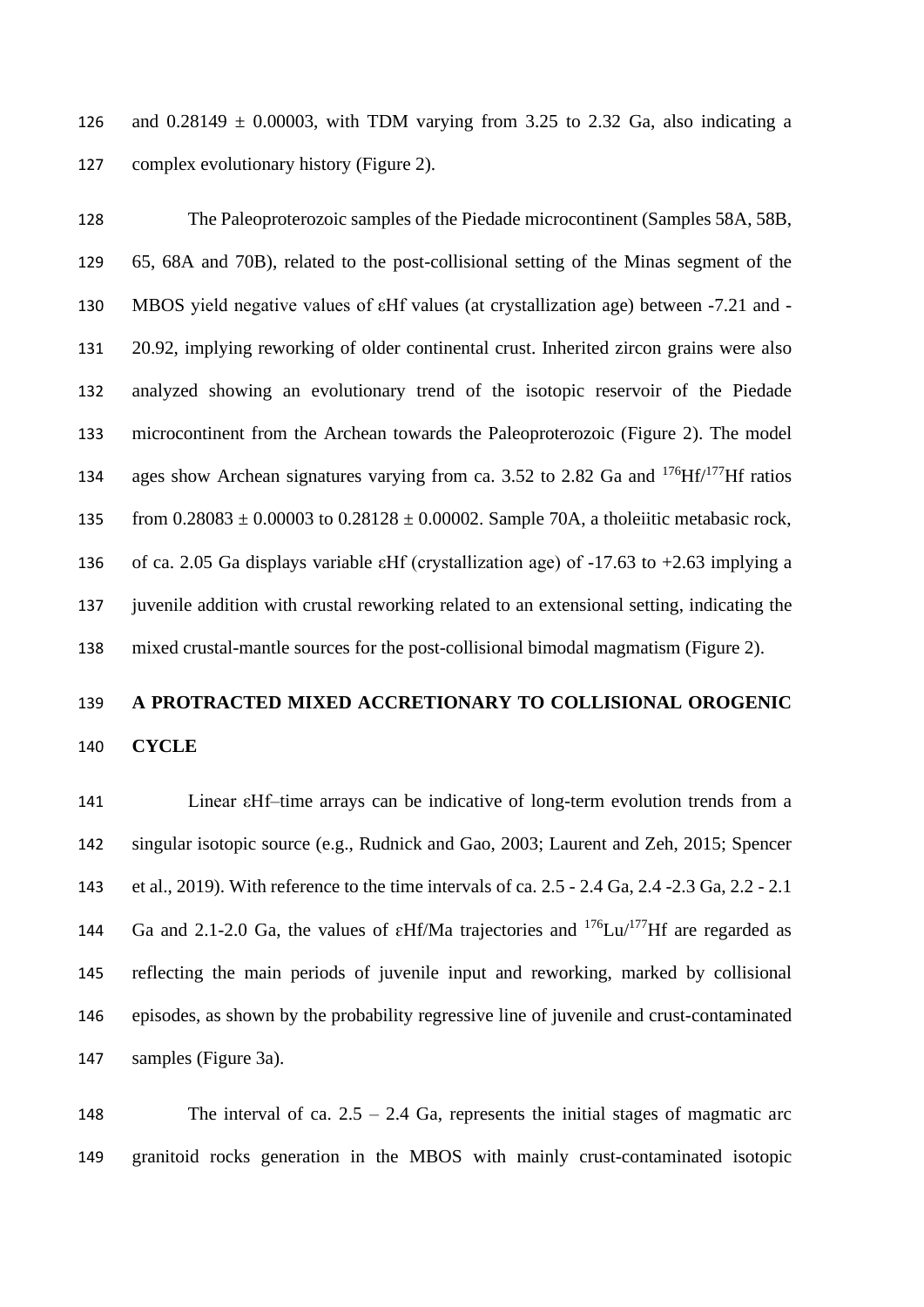and 0.28149 ± 0.00003, with TDM varying from 3.25 to 2.32 Ga, also indicating a complex evolutionary history (Figure 2).

The Paleoproterozoic samples of the Piedade microcontinent (Samples 58A, 58B, 65, 68A and 70B), related to the post-collisional setting of the Minas segment of the MBOS yield negative values of εHf values (at crystallization age) between -7.21 and -20.92, implying reworking of older continental crust. Inherited zircon grains were also analyzed showing an evolutionary trend of the isotopic reservoir of the Piedade microcontinent from the Archean towards the Paleoproterozoic (Figure 2). The model ages show Archean signatures varying from ca. 3.52 to 2.82 Ga and $^{176}Hf/^{177}Hf$ ratios from 0.28083 ± 0.00003 to 0.28128 ± 0.00002. Sample 70A, a tholeiitic metabasic rock, of ca. 2.05 Ga displays variable εHf (crystallization age) of -17.63 to +2.63 implying a juvenile addition with crustal reworking related to an extensional setting, indicating the mixed crustal-mantle sources for the post-collisional bimodal magmatism (Figure 2).

## A PROTRACTED MIXED ACCRETIONARY TO COLLISIONAL OROGENIC CYCLE

Linear εHf–time arrays can be indicative of long-term evolution trends from a singular isotopic source (e.g., Rudnick and Gao, 2003; Laurent and Zeh, 2015; Spencer et al., 2019). With reference to the time intervals of ca. 2.5 - 2.4 Ga, 2.4 -2.3 Ga, 2.2 - 2.1 Ga and 2.1-2.0 Ga, the values of εHf/Ma trajectories and $^{176}Lu/^{177}Hf$ are regarded as reflecting the main periods of juvenile input and reworking, marked by collisional episodes, as shown by the probability regressive line of juvenile and crust-contaminated samples (Figure 3a).

The interval of ca. 2.5 – 2.4 Ga, represents the initial stages of magmatic arc granitoid rocks generation in the MBOS with mainly crust-contaminated isotopic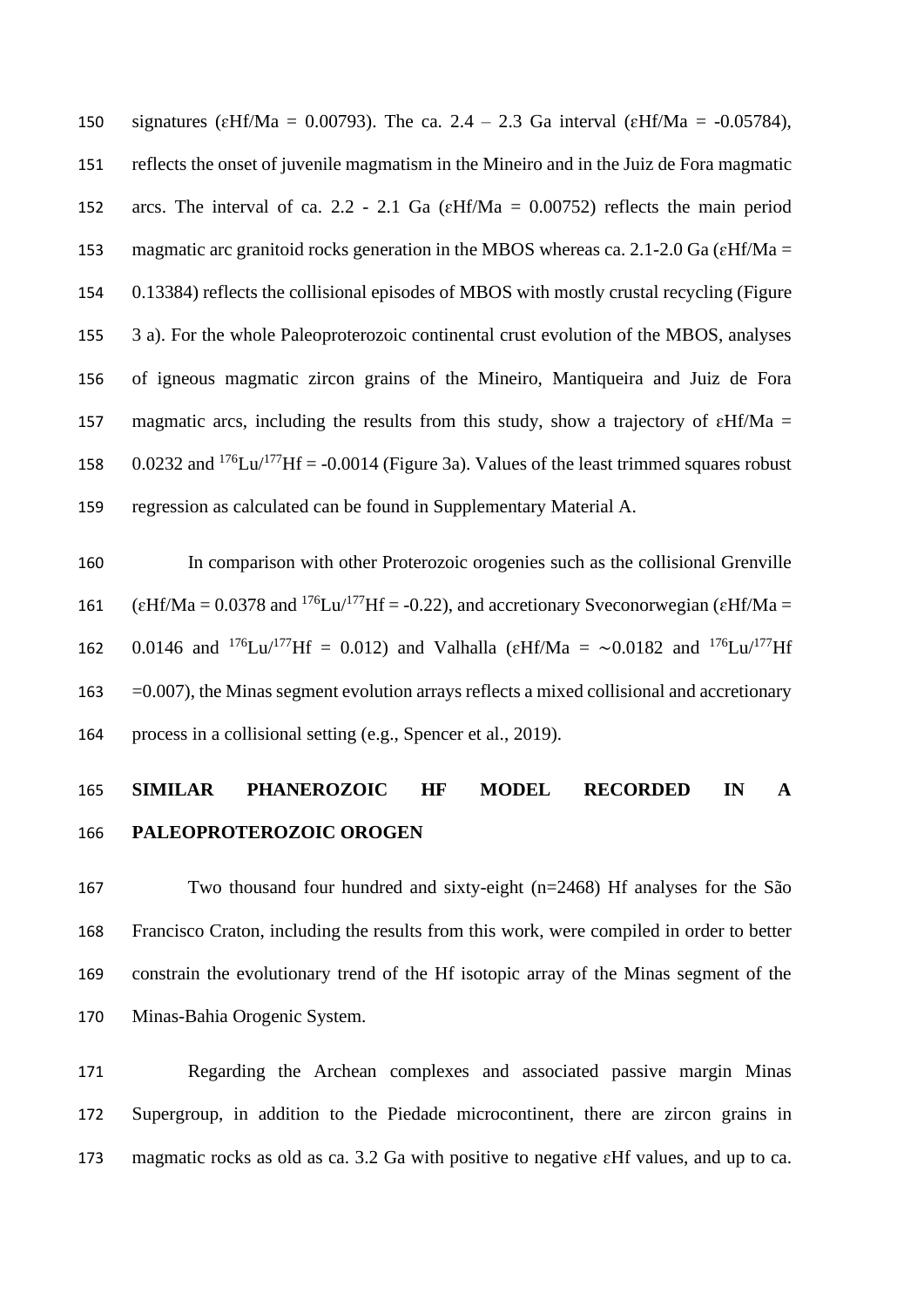signatures (εHf/Ma = 0.00793). The ca. 2.4 – 2.3 Ga interval (εHf/Ma = -0.05784), reflects the onset of juvenile magmatism in the Mineiro and in the Juiz de Fora magmatic arcs. The interval of ca. 2.2 - 2.1 Ga (εHf/Ma = 0.00752) reflects the main period magmatic arc granitoid rocks generation in the MBOS whereas ca. 2.1-2.0 Ga (εHf/Ma = 0.13384) reflects the collisional episodes of MBOS with mostly crustal recycling (Figure 3 a). For the whole Paleoproterozoic continental crust evolution of the MBOS, analyses of igneous magmatic zircon grains of the Mineiro, Mantiqueira and Juiz de Fora magmatic arcs, including the results from this study, show a trajectory of εHf/Ma = 0.0232 and $^{176}Lu/^{177}Hf$ = -0.0014 (Figure 3a). Values of the least trimmed squares robust regression as calculated can be found in Supplementary Material A.

In comparison with other Proterozoic orogenies such as the collisional Grenville (εHf/Ma = 0.0378 and $^{176}Lu/^{177}Hf$ = -0.22), and accretionary Sveconorwegian (εHf/Ma = 0.0146 and $^{176}Lu/^{177}Hf$ = 0.012) and Valhalla (εHf/Ma = ∼0.0182 and $^{176}Lu/^{177}Hf$ =0.007), the Minas segment evolution arrays reflects a mixed collisional and accretionary process in a collisional setting (e.g., Spencer et al., 2019).

## SIMILAR PHANEROZOIC HF MODEL RECORDED IN A PALEOPROTEROZOIC OROGEN

Two thousand four hundred and sixty-eight (n=2468) Hf analyses for the São Francisco Craton, including the results from this work, were compiled in order to better constrain the evolutionary trend of the Hf isotopic array of the Minas segment of the Minas-Bahia Orogenic System.

Regarding the Archean complexes and associated passive margin Minas Supergroup, in addition to the Piedade microcontinent, there are zircon grains in magmatic rocks as old as ca. 3.2 Ga with positive to negative εHf values, and up to ca.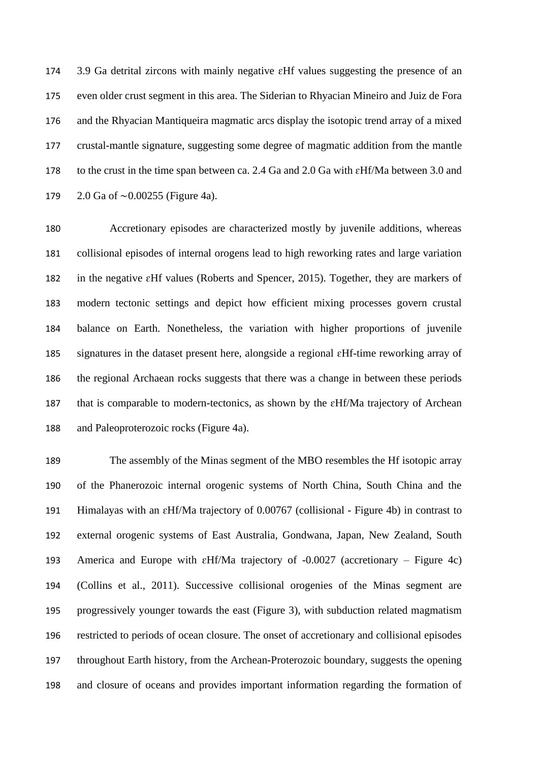3.9 Ga detrital zircons with mainly negative εHf values suggesting the presence of an even older crust segment in this area. The Siderian to Rhyacian Mineiro and Juiz de Fora and the Rhyacian Mantiqueira magmatic arcs display the isotopic trend array of a mixed crustal-mantle signature, suggesting some degree of magmatic addition from the mantle to the crust in the time span between ca. 2.4 Ga and 2.0 Ga with εHf/Ma between 3.0 and 2.0 Ga of ~0.00255 (Figure 4a).

Accretionary episodes are characterized mostly by juvenile additions, whereas collisional episodes of internal orogens lead to high reworking rates and large variation in the negative εHf values (Roberts and Spencer, 2015). Together, they are markers of modern tectonic settings and depict how efficient mixing processes govern crustal balance on Earth. Nonetheless, the variation with higher proportions of juvenile signatures in the dataset present here, alongside a regional εHf-time reworking array of the regional Archaean rocks suggests that there was a change in between these periods that is comparable to modern-tectonics, as shown by the εHf/Ma trajectory of Archean and Paleoproterozoic rocks (Figure 4a).

The assembly of the Minas segment of the MBO resembles the Hf isotopic array of the Phanerozoic internal orogenic systems of North China, South China and the Himalayas with an εHf/Ma trajectory of 0.00767 (collisional - Figure 4b) in contrast to external orogenic systems of East Australia, Gondwana, Japan, New Zealand, South America and Europe with εHf/Ma trajectory of -0.0027 (accretionary – Figure 4c) (Collins et al., 2011). Successive collisional orogenies of the Minas segment are progressively younger towards the east (Figure 3), with subduction related magmatism restricted to periods of ocean closure. The onset of accretionary and collisional episodes throughout Earth history, from the Archean-Proterozoic boundary, suggests the opening and closure of oceans and provides important information regarding the formation of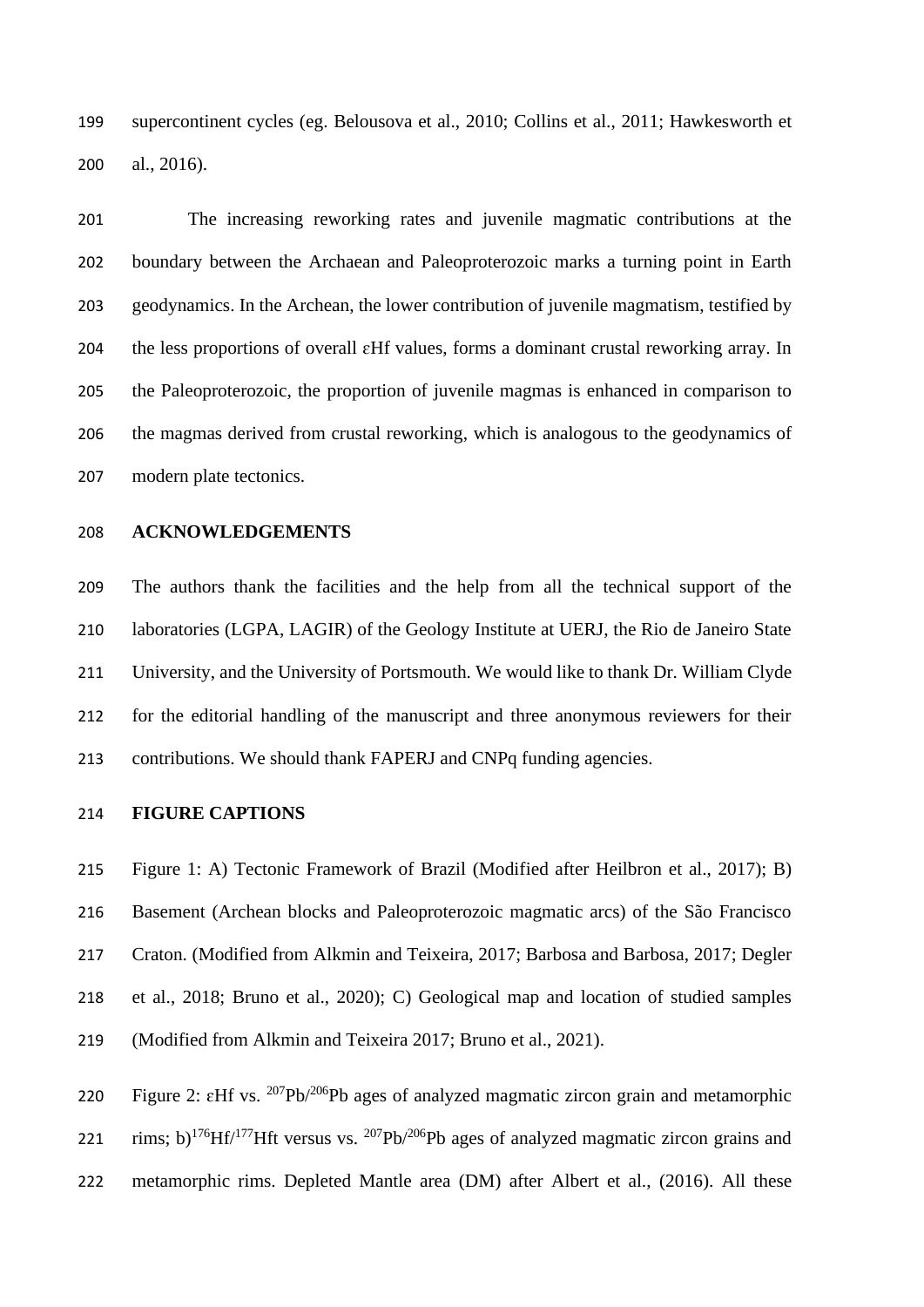supercontinent cycles (eg. Belousova et al., 2010; Collins et al., 2011; Hawkesworth et al., 2016).

The increasing reworking rates and juvenile magmatic contributions at the boundary between the Archaean and Paleoproterozoic marks a turning point in Earth geodynamics. In the Archean, the lower contribution of juvenile magmatism, testified by the less proportions of overall εHf values, forms a dominant crustal reworking array. In the Paleoproterozoic, the proportion of juvenile magmas is enhanced in comparison to the magmas derived from crustal reworking, which is analogous to the geodynamics of modern plate tectonics.

## ACKNOWLEDGEMENTS

The authors thank the facilities and the help from all the technical support of the laboratories (LGPA, LAGIR) of the Geology Institute at UERJ, the Rio de Janeiro State University, and the University of Portsmouth. We would like to thank Dr. William Clyde for the editorial handling of the manuscript and three anonymous reviewers for their contributions. We should thank FAPERJ and CNPq funding agencies.

## FIGURE CAPTIONS

Figure 1: A) Tectonic Framework of Brazil (Modified after Heilbron et al., 2017); B) Basement (Archean blocks and Paleoproterozoic magmatic arcs) of the São Francisco Craton. (Modified from Alkmin and Teixeira, 2017; Barbosa and Barbosa, 2017; Degler et al., 2018; Bruno et al., 2020); C) Geological map and location of studied samples (Modified from Alkmin and Teixeira 2017; Bruno et al., 2021).

Figure 2: εHf vs. $^{207}Pb/^{206}Pb$ ages of analyzed magmatic zircon grain and metamorphic rims; b) $^{176}Hf/^{177}Hf$t versus vs. $^{207}Pb/^{206}Pb$ ages of analyzed magmatic zircon grains and metamorphic rims. Depleted Mantle area (DM) after Albert et al., (2016). All these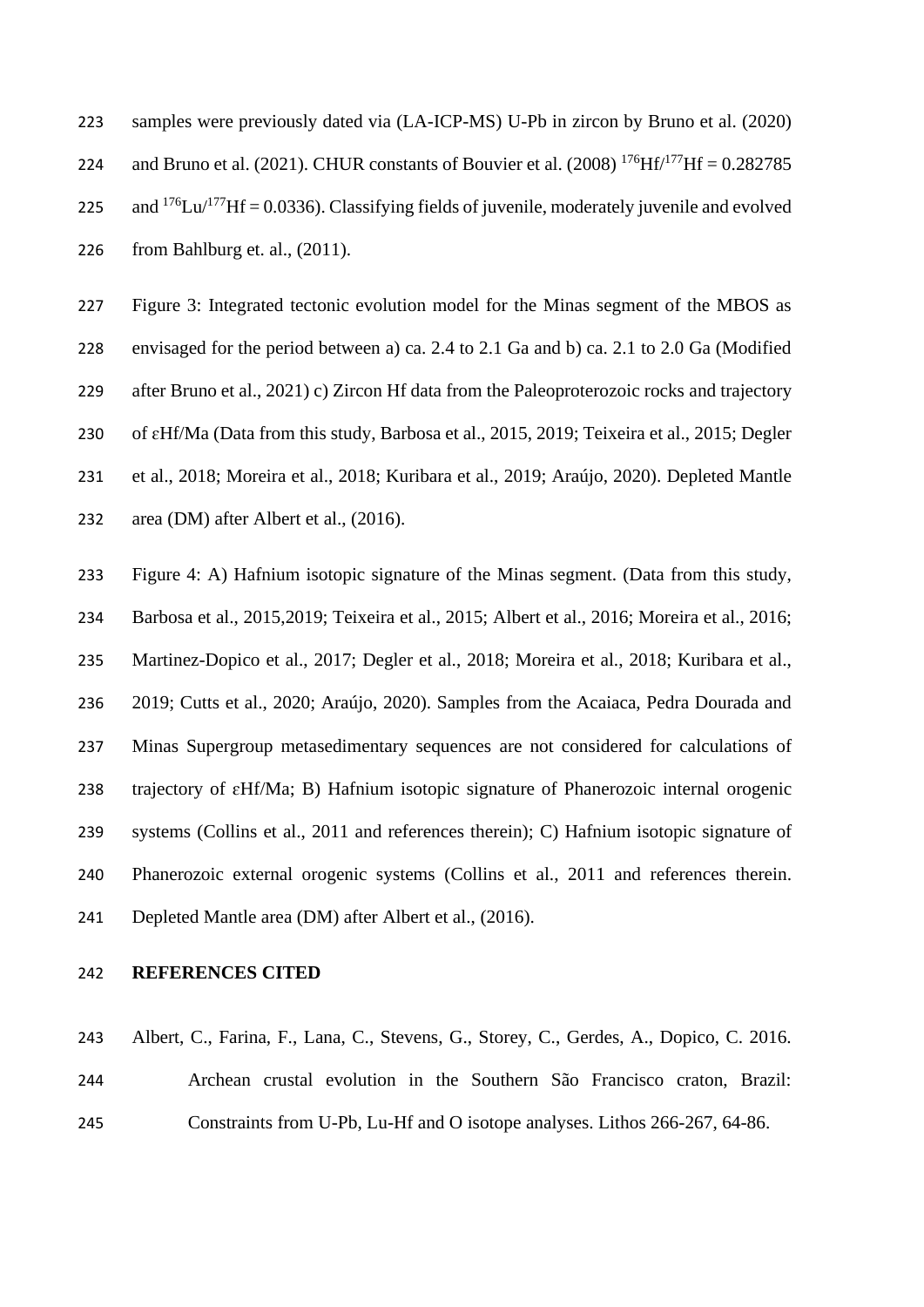samples were previously dated via (LA-ICP-MS) U-Pb in zircon by Bruno et al. (2020) and Bruno et al. (2021). CHUR constants of Bouvier et al. (2008) $^{176}Hf/^{177}Hf = 0.282785$ and $^{176}Lu/^{177}Hf = 0.0336$). Classifying fields of juvenile, moderately juvenile and evolved from Bahlburg et. al., (2011).

Figure 3: Integrated tectonic evolution model for the Minas segment of the MBOS as envisaged for the period between a) ca. 2.4 to 2.1 Ga and b) ca. 2.1 to 2.0 Ga (Modified after Bruno et al., 2021) c) Zircon Hf data from the Paleoproterozoic rocks and trajectory of εHf/Ma (Data from this study, Barbosa et al., 2015, 2019; Teixeira et al., 2015; Degler et al., 2018; Moreira et al., 2018; Kuribara et al., 2019; Araújo, 2020). Depleted Mantle area (DM) after Albert et al., (2016).

Figure 4: A) Hafnium isotopic signature of the Minas segment. (Data from this study, Barbosa et al., 2015,2019; Teixeira et al., 2015; Albert et al., 2016; Moreira et al., 2016; Martinez-Dopico et al., 2017; Degler et al., 2018; Moreira et al., 2018; Kuribara et al., 2019; Cutts et al., 2020; Araújo, 2020). Samples from the Acaiaca, Pedra Dourada and Minas Supergroup metasedimentary sequences are not considered for calculations of trajectory of εHf/Ma; B) Hafnium isotopic signature of Phanerozoic internal orogenic systems (Collins et al., 2011 and references therein); C) Hafnium isotopic signature of Phanerozoic external orogenic systems (Collins et al., 2011 and references therein. Depleted Mantle area (DM) after Albert et al., (2016).

## REFERENCES CITED

Albert, C., Farina, F., Lana, C., Stevens, G., Storey, C., Gerdes, A., Dopico, C. 2016. Archean crustal evolution in the Southern São Francisco craton, Brazil: Constraints from U-Pb, Lu-Hf and O isotope analyses. Lithos 266-267, 64-86.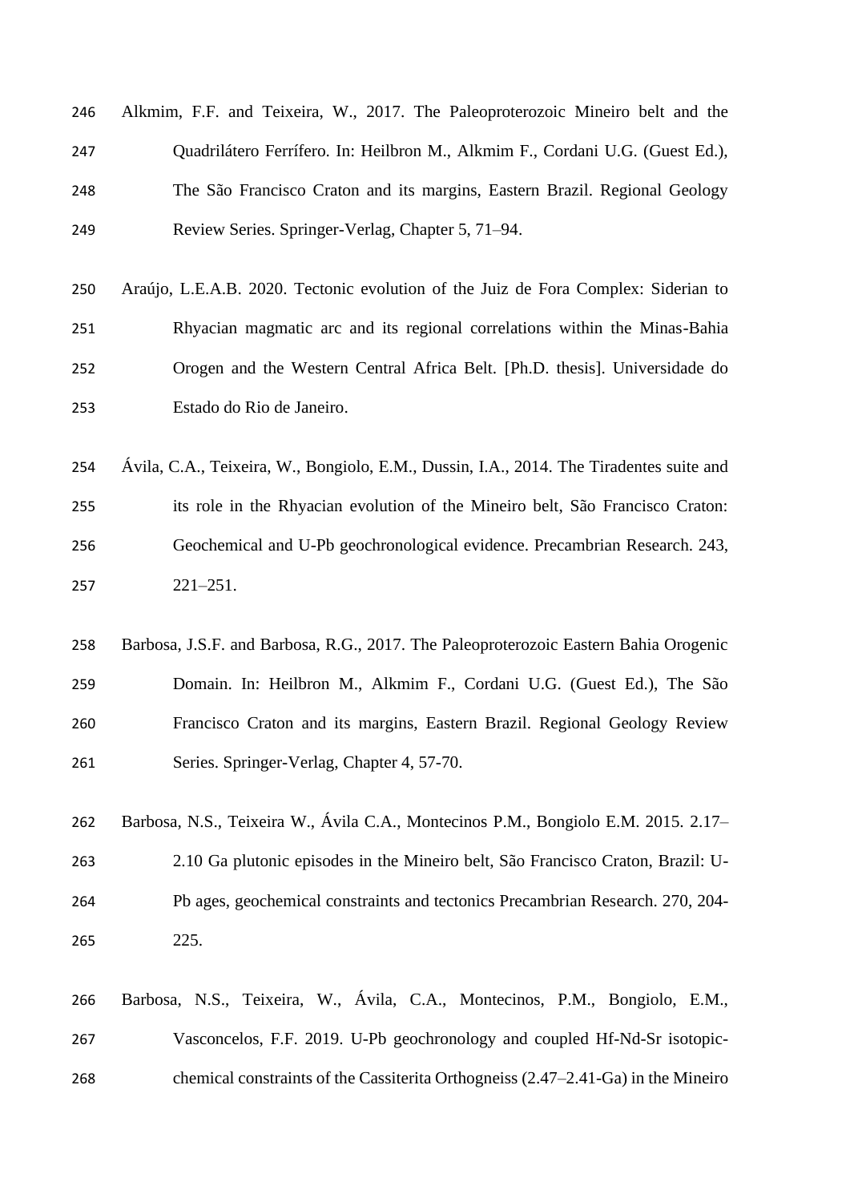Alkmim, F.F. and Teixeira, W., 2017. The Paleoproterozoic Mineiro belt and the Quadrilátero Ferrífero. In: Heilbron M., Alkmim F., Cordani U.G. (Guest Ed.), The São Francisco Craton and its margins, Eastern Brazil. Regional Geology Review Series. Springer-Verlag, Chapter 5, 71–94.

Araújo, L.E.A.B. 2020. Tectonic evolution of the Juiz de Fora Complex: Siderian to Rhyacian magmatic arc and its regional correlations within the Minas-Bahia Orogen and the Western Central Africa Belt. [Ph.D. thesis]. Universidade do Estado do Rio de Janeiro.

Ávila, C.A., Teixeira, W., Bongiolo, E.M., Dussin, I.A., 2014. The Tiradentes suite and its role in the Rhyacian evolution of the Mineiro belt, São Francisco Craton: Geochemical and U-Pb geochronological evidence. Precambrian Research. 243, 221–251.

Barbosa, J.S.F. and Barbosa, R.G., 2017. The Paleoproterozoic Eastern Bahia Orogenic Domain. In: Heilbron M., Alkmim F., Cordani U.G. (Guest Ed.), The São Francisco Craton and its margins, Eastern Brazil. Regional Geology Review Series. Springer-Verlag, Chapter 4, 57-70.

Barbosa, N.S., Teixeira W., Ávila C.A., Montecinos P.M., Bongiolo E.M. 2015. 2.17–2.10 Ga plutonic episodes in the Mineiro belt, São Francisco Craton, Brazil: U-Pb ages, geochemical constraints and tectonics Precambrian Research. 270, 204-225.

Barbosa, N.S., Teixeira, W., Ávila, C.A., Montecinos, P.M., Bongiolo, E.M., Vasconcelos, F.F. 2019. U-Pb geochronology and coupled Hf-Nd-Sr isotopic-chemical constraints of the Cassiterita Orthogneiss (2.47–2.41-Ga) in the Mineiro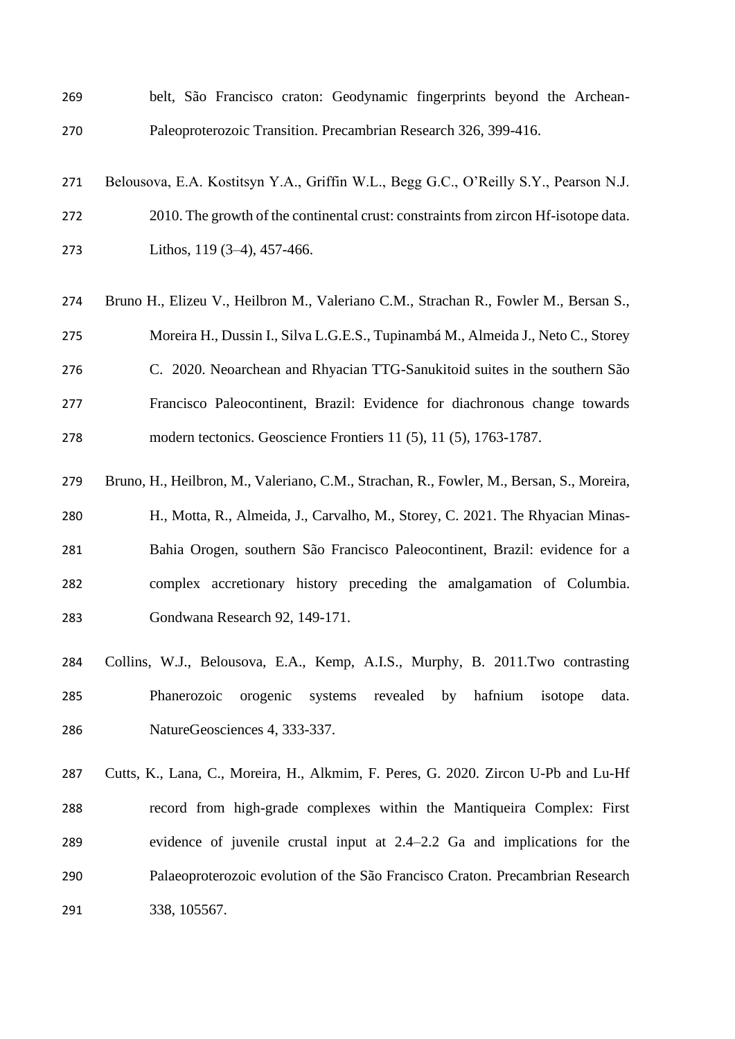belt, São Francisco craton: Geodynamic fingerprints beyond the Archean-Paleoproterozoic Transition. Precambrian Research 326, 399-416.

Belousova, E.A. Kostitsyn Y.A., Griffin W.L., Begg G.C., O'Reilly S.Y., Pearson N.J. 2010. The growth of the continental crust: constraints from zircon Hf-isotope data. Lithos, 119 (3–4), 457-466.

Bruno H., Elizeu V., Heilbron M., Valeriano C.M., Strachan R., Fowler M., Bersan S., Moreira H., Dussin I., Silva L.G.E.S., Tupinambá M., Almeida J., Neto C., Storey C. 2020. Neoarchean and Rhyacian TTG-Sanukitoid suites in the southern São Francisco Paleocontinent, Brazil: Evidence for diachronous change towards modern tectonics. Geoscience Frontiers 11 (5), 11 (5), 1763-1787.

Bruno, H., Heilbron, M., Valeriano, C.M., Strachan, R., Fowler, M., Bersan, S., Moreira, H., Motta, R., Almeida, J., Carvalho, M., Storey, C. 2021. The Rhyacian Minas-Bahia Orogen, southern São Francisco Paleocontinent, Brazil: evidence for a complex accretionary history preceding the amalgamation of Columbia. Gondwana Research 92, 149-171.

Collins, W.J., Belousova, E.A., Kemp, A.I.S., Murphy, B. 2011.Two contrasting Phanerozoic orogenic systems revealed by hafnium isotope data. NatureGeosciences 4, 333-337.

Cutts, K., Lana, C., Moreira, H., Alkmim, F. Peres, G. 2020. Zircon U-Pb and Lu-Hf record from high-grade complexes within the Mantiqueira Complex: First evidence of juvenile crustal input at 2.4–2.2 Ga and implications for the Palaeoproterozoic evolution of the São Francisco Craton. Precambrian Research 338, 105567.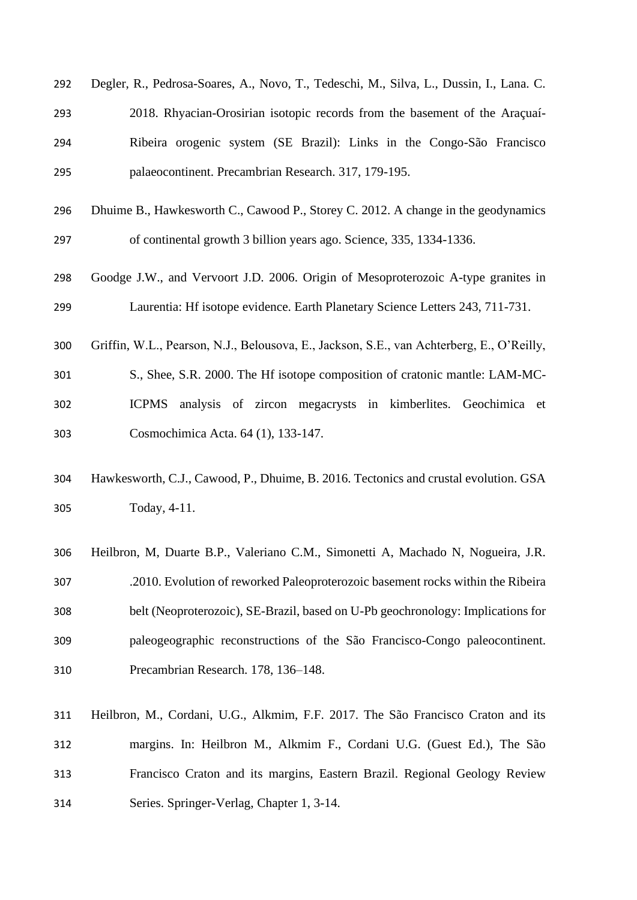Degler, R., Pedrosa-Soares, A., Novo, T., Tedeschi, M., Silva, L., Dussin, I., Lana. C. 2018. Rhyacian-Orosirian isotopic records from the basement of the Araçuaí-Ribeira orogenic system (SE Brazil): Links in the Congo-São Francisco palaeocontinent. Precambrian Research. 317, 179-195.

Dhuime B., Hawkesworth C., Cawood P., Storey C. 2012. A change in the geodynamics of continental growth 3 billion years ago. Science, 335, 1334-1336.

Goodge J.W., and Vervoort J.D. 2006. Origin of Mesoproterozoic A-type granites in Laurentia: Hf isotope evidence. Earth Planetary Science Letters 243, 711-731.

Griffin, W.L., Pearson, N.J., Belousova, E., Jackson, S.E., van Achterberg, E., O'Reilly, S., Shee, S.R. 2000. The Hf isotope composition of cratonic mantle: LAM-MC-ICPMS analysis of zircon megacrysts in kimberlites. Geochimica et Cosmochimica Acta. 64 (1), 133-147.

Hawkesworth, C.J., Cawood, P., Dhuime, B. 2016. Tectonics and crustal evolution. GSA Today, 4-11.

Heilbron, M, Duarte B.P., Valeriano C.M., Simonetti A, Machado N, Nogueira, J.R. .2010. Evolution of reworked Paleoproterozoic basement rocks within the Ribeira belt (Neoproterozoic), SE-Brazil, based on U-Pb geochronology: Implications for paleogeographic reconstructions of the São Francisco-Congo paleocontinent. Precambrian Research. 178, 136–148.

Heilbron, M., Cordani, U.G., Alkmim, F.F. 2017. The São Francisco Craton and its margins. In: Heilbron M., Alkmim F., Cordani U.G. (Guest Ed.), The São Francisco Craton and its margins, Eastern Brazil. Regional Geology Review Series. Springer-Verlag, Chapter 1, 3-14.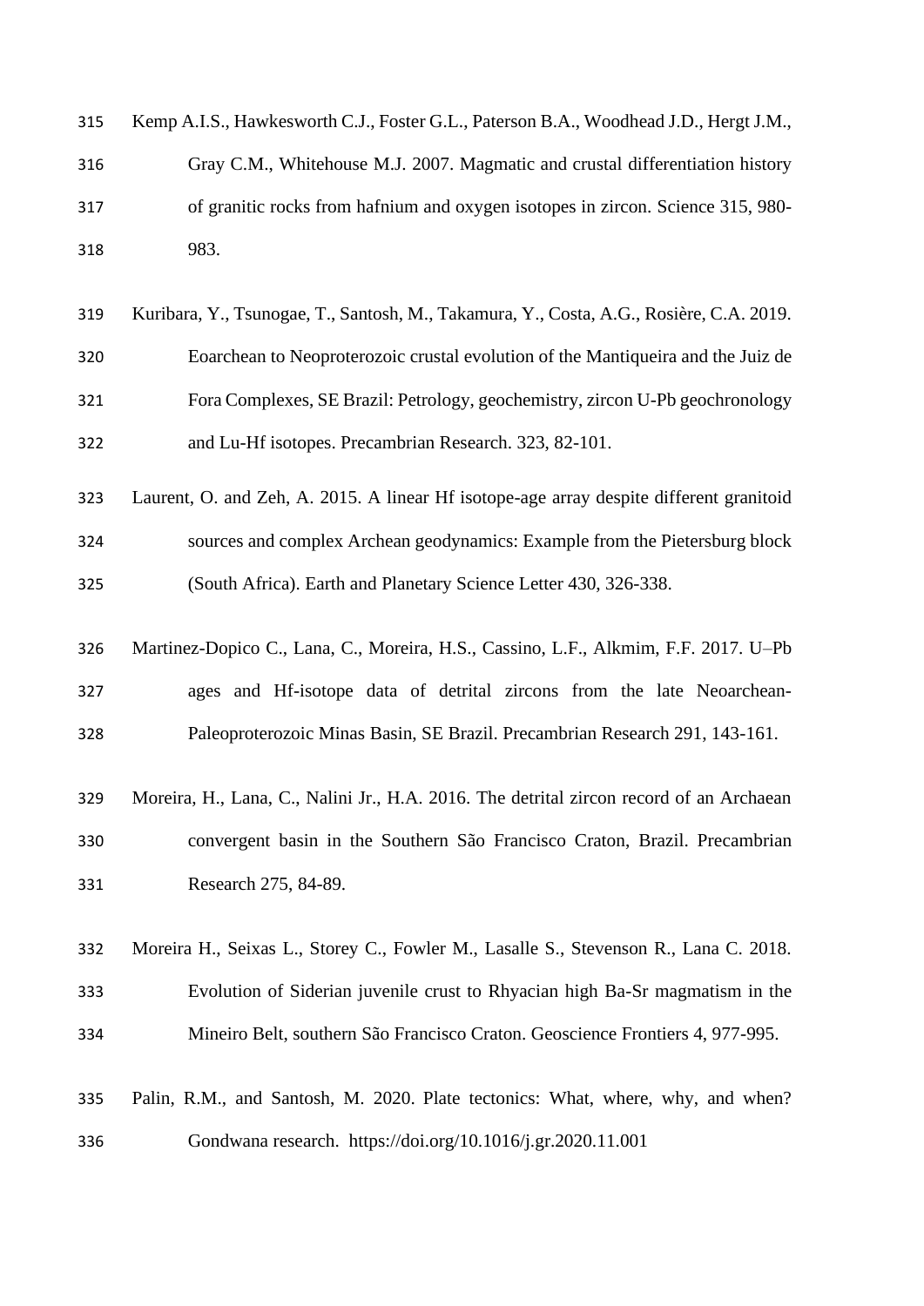Kemp A.I.S., Hawkesworth C.J., Foster G.L., Paterson B.A., Woodhead J.D., Hergt J.M., Gray C.M., Whitehouse M.J. 2007. Magmatic and crustal differentiation history of granitic rocks from hafnium and oxygen isotopes in zircon. Science 315, 980-983.

Kuribara, Y., Tsunogae, T., Santosh, M., Takamura, Y., Costa, A.G., Rosière, C.A. 2019. Eoarchean to Neoproterozoic crustal evolution of the Mantiqueira and the Juiz de Fora Complexes, SE Brazil: Petrology, geochemistry, zircon U-Pb geochronology and Lu-Hf isotopes. Precambrian Research. 323, 82-101.

Laurent, O. and Zeh, A. 2015. A linear Hf isotope-age array despite different granitoid sources and complex Archean geodynamics: Example from the Pietersburg block (South Africa). Earth and Planetary Science Letter 430, 326-338.

Martinez-Dopico C., Lana, C., Moreira, H.S., Cassino, L.F., Alkmim, F.F. 2017. U–Pb ages and Hf-isotope data of detrital zircons from the late Neoarchean-Paleoproterozoic Minas Basin, SE Brazil. Precambrian Research 291, 143-161.

Moreira, H., Lana, C., Nalini Jr., H.A. 2016. The detrital zircon record of an Archaean convergent basin in the Southern São Francisco Craton, Brazil. Precambrian Research 275, 84-89.

Moreira H., Seixas L., Storey C., Fowler M., Lasalle S., Stevenson R., Lana C. 2018. Evolution of Siderian juvenile crust to Rhyacian high Ba-Sr magmatism in the Mineiro Belt, southern São Francisco Craton. Geoscience Frontiers 4, 977-995.

Palin, R.M., and Santosh, M. 2020. Plate tectonics: What, where, why, and when? Gondwana research. https://doi.org/10.1016/j.gr.2020.11.001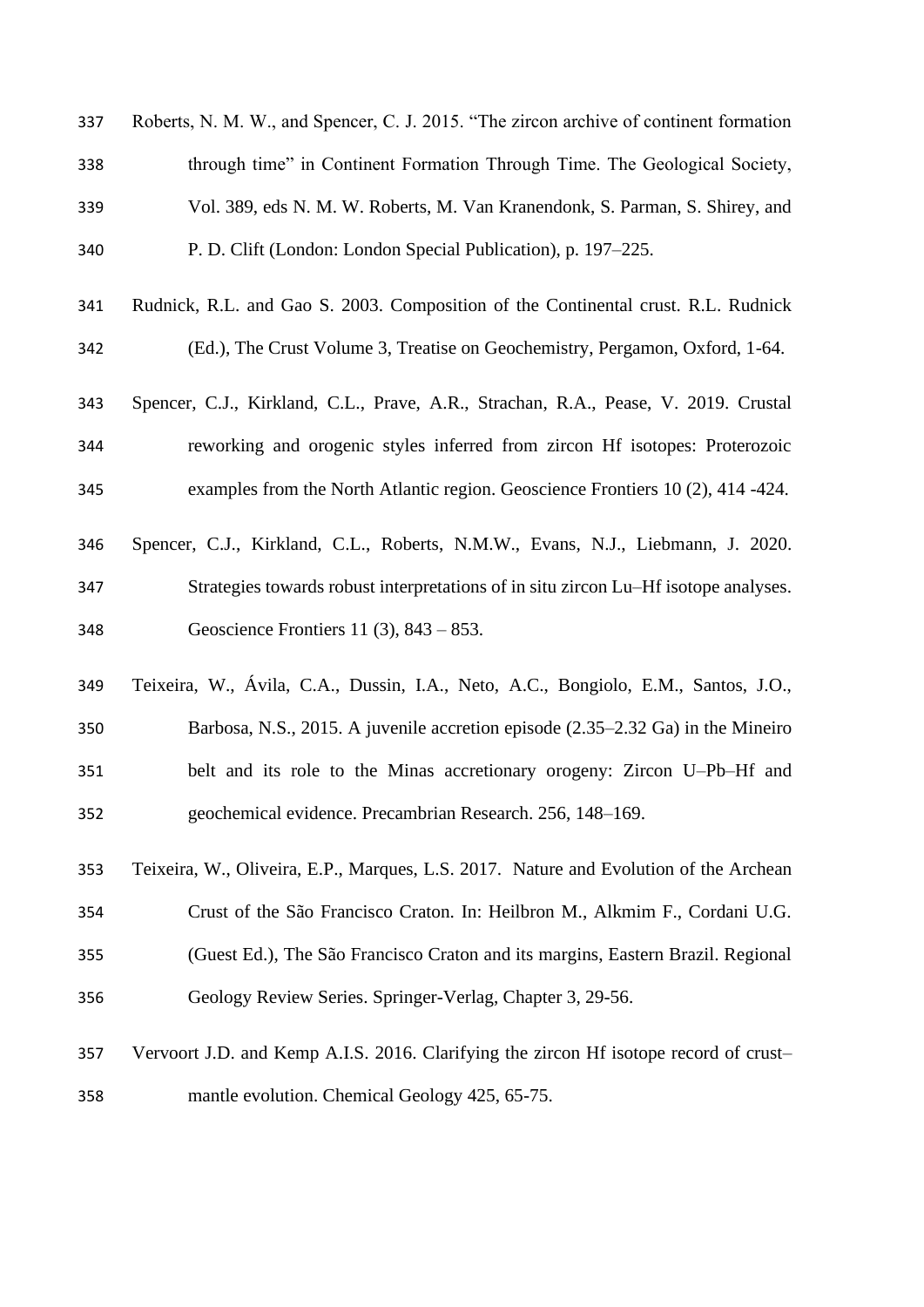Roberts, N. M. W., and Spencer, C. J. 2015. “The zircon archive of continent formation through time” in Continent Formation Through Time. The Geological Society, Vol. 389, eds N. M. W. Roberts, M. Van Kranendonk, S. Parman, S. Shirey, and P. D. Clift (London: London Special Publication), p. 197–225.

Rudnick, R.L. and Gao S. 2003. Composition of the Continental crust. R.L. Rudnick (Ed.), The Crust Volume 3, Treatise on Geochemistry, Pergamon, Oxford, 1-64.

Spencer, C.J., Kirkland, C.L., Prave, A.R., Strachan, R.A., Pease, V. 2019. Crustal reworking and orogenic styles inferred from zircon Hf isotopes: Proterozoic examples from the North Atlantic region. Geoscience Frontiers 10 (2), 414 -424.

Spencer, C.J., Kirkland, C.L., Roberts, N.M.W., Evans, N.J., Liebmann, J. 2020. Strategies towards robust interpretations of in situ zircon Lu–Hf isotope analyses. Geoscience Frontiers 11 (3), 843 – 853.

Teixeira, W., Ávila, C.A., Dussin, I.A., Neto, A.C., Bongiolo, E.M., Santos, J.O., Barbosa, N.S., 2015. A juvenile accretion episode (2.35–2.32 Ga) in the Mineiro belt and its role to the Minas accretionary orogeny: Zircon U–Pb–Hf and geochemical evidence. Precambrian Research. 256, 148–169.

Teixeira, W., Oliveira, E.P., Marques, L.S. 2017. Nature and Evolution of the Archean Crust of the São Francisco Craton. In: Heilbron M., Alkmim F., Cordani U.G. (Guest Ed.), The São Francisco Craton and its margins, Eastern Brazil. Regional Geology Review Series. Springer-Verlag, Chapter 3, 29-56.

Vervoort J.D. and Kemp A.I.S. 2016. Clarifying the zircon Hf isotope record of crust–mantle evolution. Chemical Geology 425, 65-75.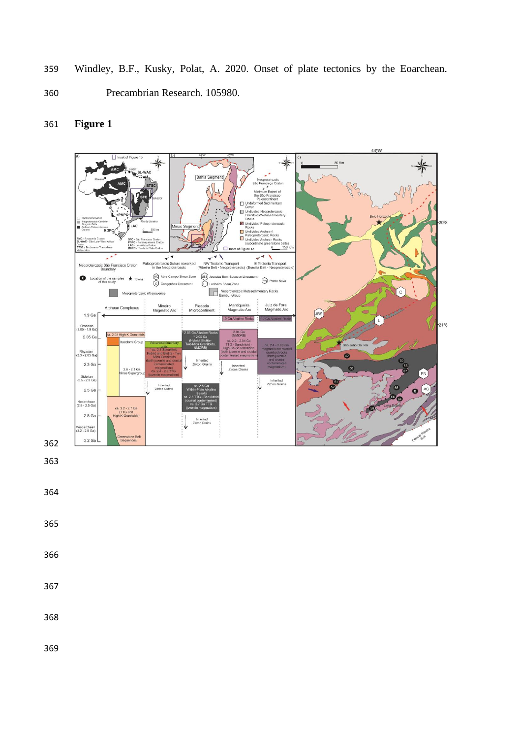Windley, B.F., Kusky, Polat, A. 2020. Onset of plate tectonics by the Eoarchean. Precambrian Research. 105980.

**Figure 1**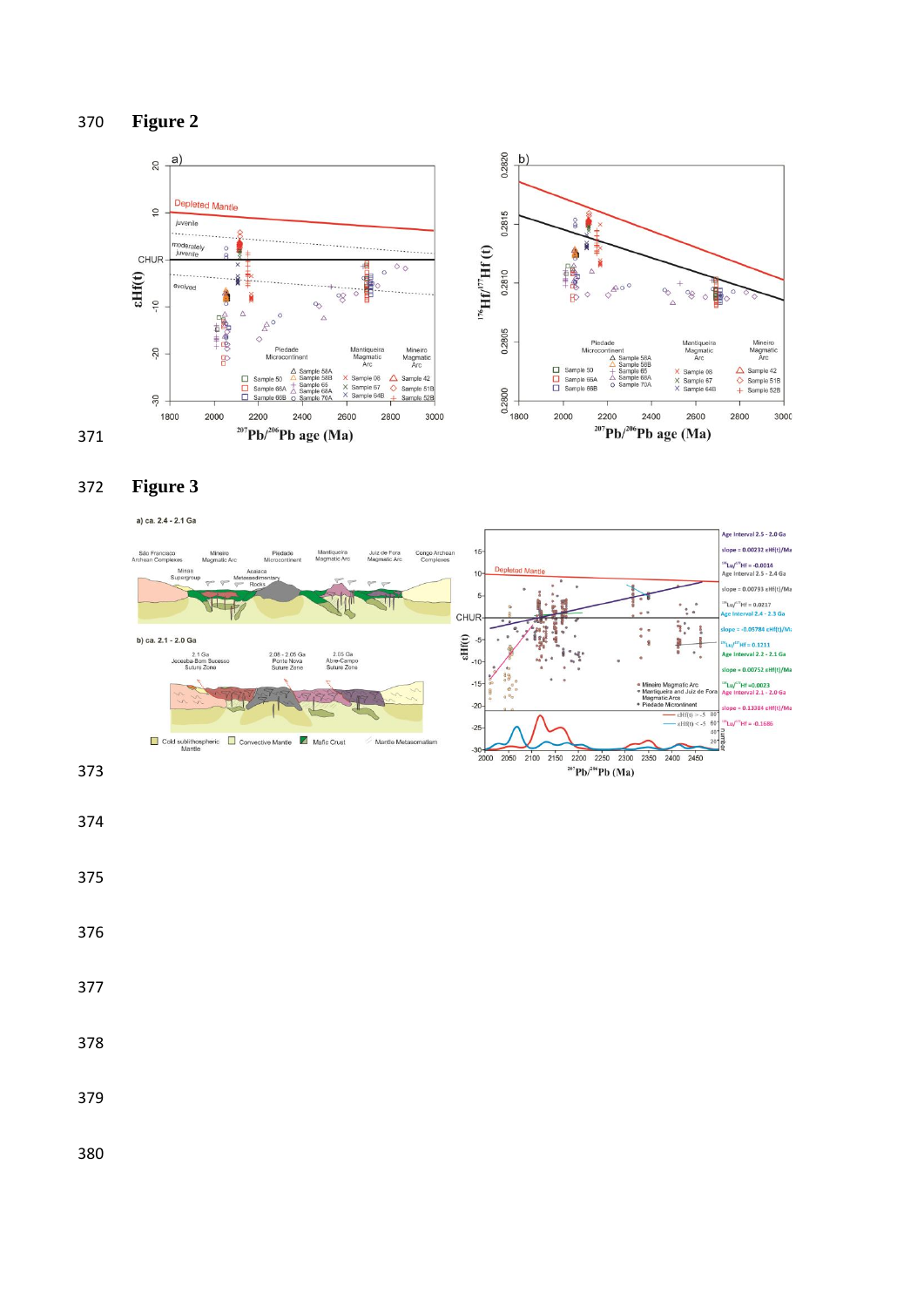# Figure 2

# Figure 3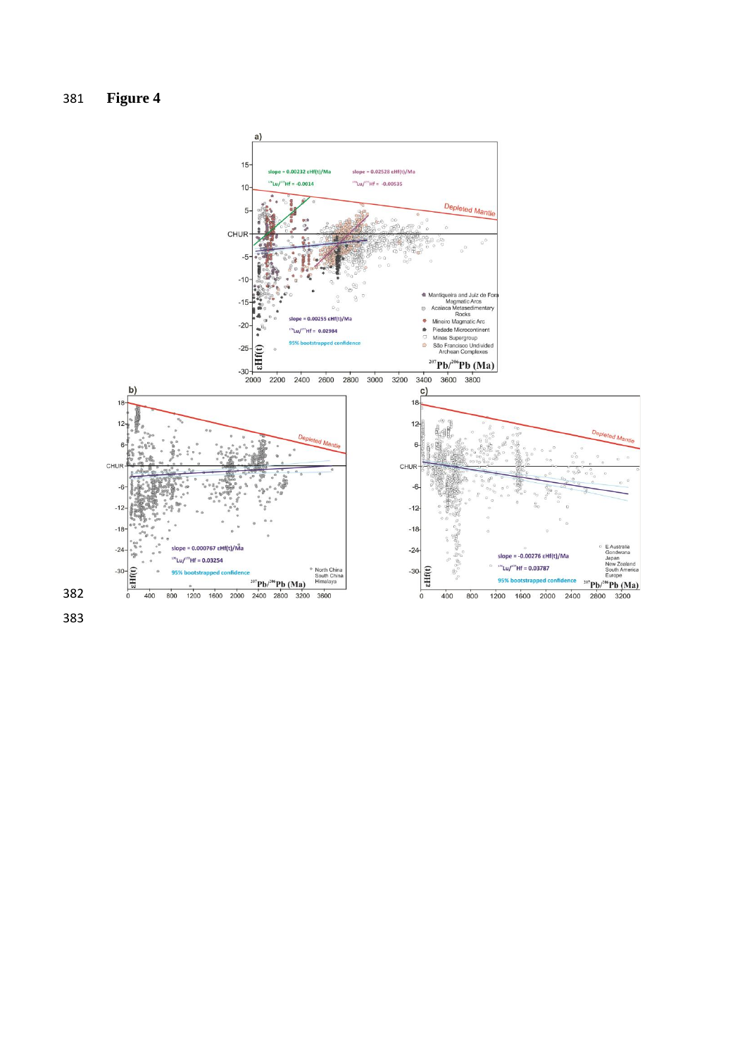# Figure 4

a)

slope = 0.00232 εHf(t)/Ma

$^{176}Lu/^{177}Hf$ = -0.0014

slope = 0.02528 εHf(t)/Ma

$^{176}Lu/^{177}Hf$ = -0.00535

Depleted Mantle

CHUR

slope = 0.00255 εHf(t)/Ma

$^{176}Lu/^{177}Hf$ = 0.02984

95% bootstrapped confidence

Mantiqueira and Juiz de Fora Magmatic Arcs

Acaiaca Metasedimentary Rocks

Mineiro Magmatic Arc

Piedade Microcontinent

Minas Supergroup

São Francisco Undivided Archean Complexes

εHf(t)

$^{207}Pb/^{206}Pb$ (Ma)

15, 10, 5, CHUR, -5, -10, -15, -20, -25, -30

2000, 2200, 2400, 2600, 2800, 3000, 3200, 3400, 3600, 3800

b)

Depleted Mantle

CHUR

slope = 0.000767 εHf(t)/Ma

$^{176}Lu/^{177}Hf$ = 0.03254

95% bootstrapped confidence

North China
South China
Himalaya

εHf(t)

$^{207}Pb/^{206}Pb$ (Ma)

18, 12, 6, CHUR, -6, -12, -18, -24, -30

0, 400, 800, 1200, 1600, 2000, 2400, 2800, 3200, 3600

c)

Depleted Mantle

CHUR

slope = -0.00276 εHf(t)/Ma

$^{176}Lu/^{177}Hf$ = 0.03787

95% bootstrapped confidence

E Australia
Gondwana
Japan
New Zealand
South America
Europe

εHf(t)

$^{207}Pb/^{206}Pb$ (Ma)

18, 12, 6, CHUR, -6, -12, -18, -24, -30

0, 400, 800, 1200, 1600, 2000, 2400, 2800, 3200